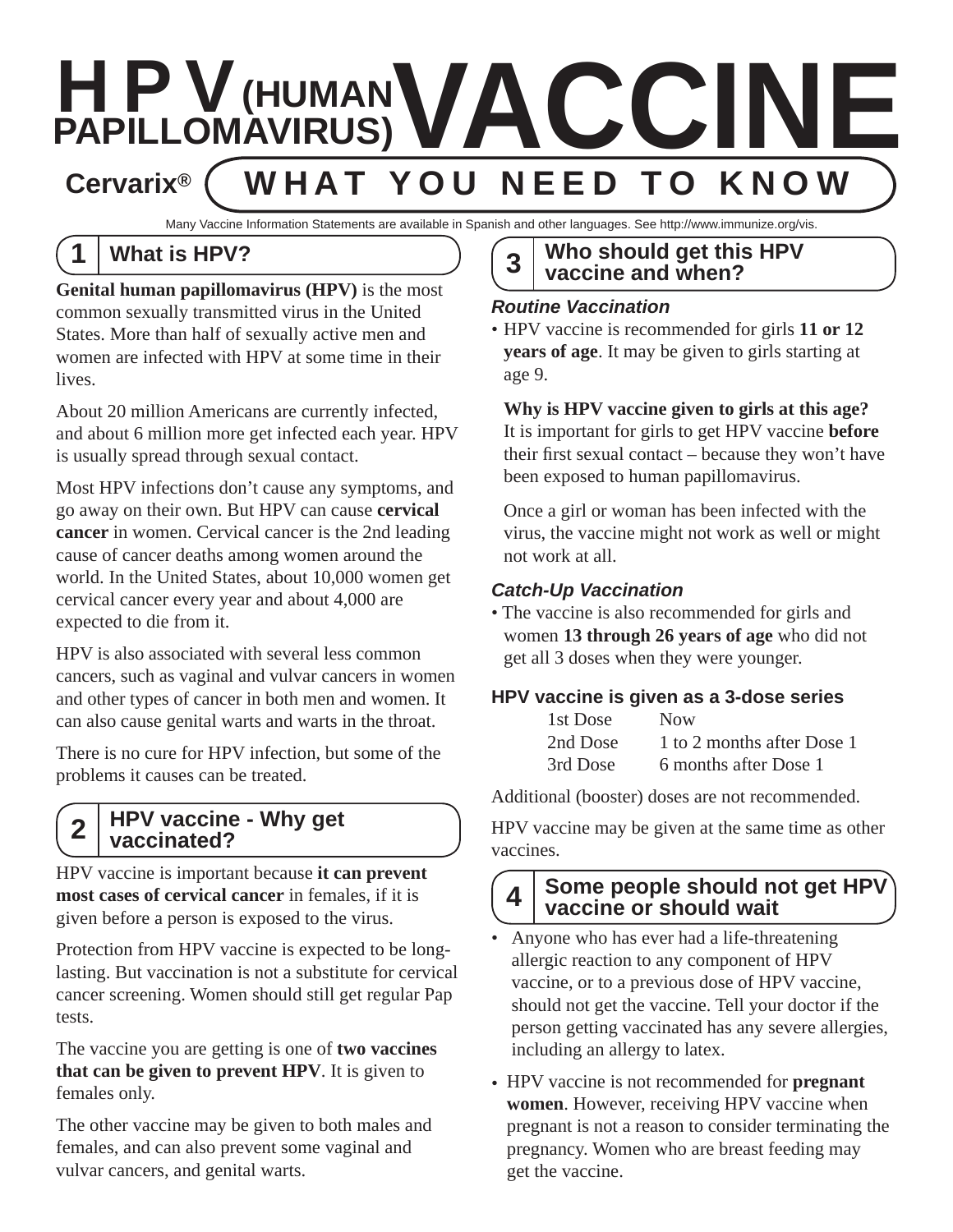# HPV (HUMAN PAPILLOMAVIRUS) VACCINE

**Cervarix®** **WHAT YOU NEED TO KNOW**

Many Vaccine Information Statements are available in Spanish and other languages. See http://www.immunize.org/vis.

## 1 What is HPV?

**Genital human papillomavirus (HPV)** is the most common sexually transmitted virus in the United States. More than half of sexually active men and women are infected with HPV at some time in their lives.

About 20 million Americans are currently infected, and about 6 million more get infected each year. HPV is usually spread through sexual contact.

Most HPV infections don't cause any symptoms, and go away on their own. But HPV can cause **cervical cancer** in women. Cervical cancer is the 2nd leading cause of cancer deaths among women around the world. In the United States, about 10,000 women get cervical cancer every year and about 4,000 are expected to die from it.

HPV is also associated with several less common cancers, such as vaginal and vulvar cancers in women and other types of cancer in both men and women. It can also cause genital warts and warts in the throat.

There is no cure for HPV infection, but some of the problems it causes can be treated.

## 2 HPV vaccine - Why get vaccinated?

HPV vaccine is important because **it can prevent most cases of cervical cancer** in females, if it is given before a person is exposed to the virus.

Protection from HPV vaccine is expected to be long-lasting. But vaccination is not a substitute for cervical cancer screening. Women should still get regular Pap tests.

The vaccine you are getting is one of **two vaccines that can be given to prevent HPV**. It is given to females only.

The other vaccine may be given to both males and females, and can also prevent some vaginal and vulvar cancers, and genital warts.

## 3 Who should get this HPV vaccine and when?

### *Routine Vaccination*

- HPV vaccine is recommended for girls **11 or 12 years of age**. It may be given to girls starting at age 9.

  **Why is HPV vaccine given to girls at this age?**
  It is important for girls to get HPV vaccine **before** their first sexual contact – because they won't have been exposed to human papillomavirus.

  Once a girl or woman has been infected with the virus, the vaccine might not work as well or might not work at all.

### *Catch-Up Vaccination*

- The vaccine is also recommended for girls and women **13 through 26 years of age** who did not get all 3 doses when they were younger.

### HPV vaccine is given as a 3-dose series

| | |
|---|---|
| 1st Dose | Now |
| 2nd Dose | 1 to 2 months after Dose 1 |
| 3rd Dose | 6 months after Dose 1 |

Additional (booster) doses are not recommended.

HPV vaccine may be given at the same time as other vaccines.

## 4 Some people should not get HPV vaccine or should wait

- Anyone who has ever had a life-threatening allergic reaction to any component of HPV vaccine, or to a previous dose of HPV vaccine, should not get the vaccine. Tell your doctor if the person getting vaccinated has any severe allergies, including an allergy to latex.
- HPV vaccine is not recommended for **pregnant women**. However, receiving HPV vaccine when pregnant is not a reason to consider terminating the pregnancy. Women who are breast feeding may get the vaccine.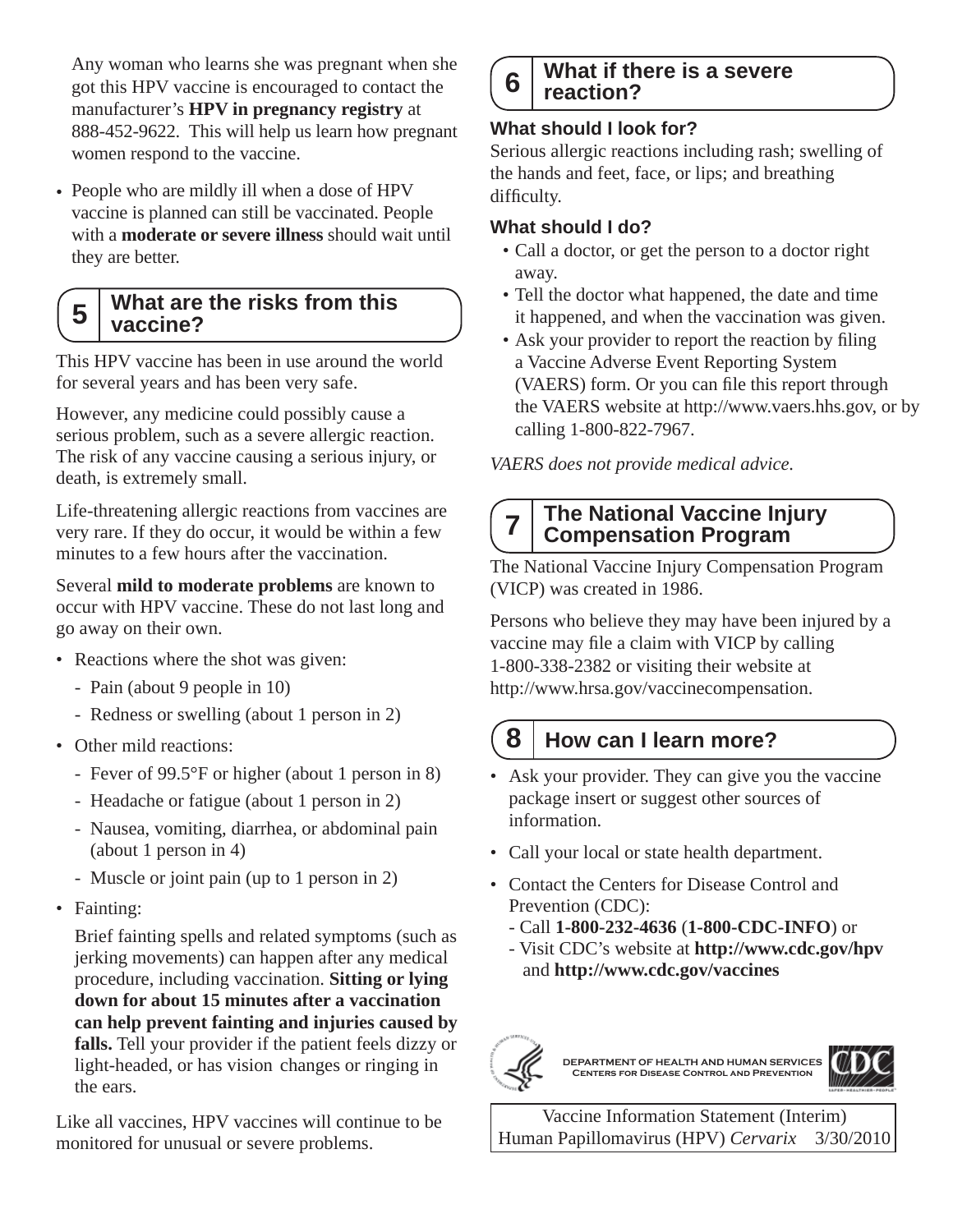Any woman who learns she was pregnant when she got this HPV vaccine is encouraged to contact the manufacturer's **HPV in pregnancy registry** at 888-452-9622. This will help us learn how pregnant women respond to the vaccine.

- People who are mildly ill when a dose of HPV vaccine is planned can still be vaccinated. People with a **moderate or severe illness** should wait until they are better.

## 5 What are the risks from this vaccine?

This HPV vaccine has been in use around the world for several years and has been very safe.

However, any medicine could possibly cause a serious problem, such as a severe allergic reaction. The risk of any vaccine causing a serious injury, or death, is extremely small.

Life-threatening allergic reactions from vaccines are very rare. If they do occur, it would be within a few minutes to a few hours after the vaccination.

Several **mild to moderate problems** are known to occur with HPV vaccine. These do not last long and go away on their own.

- Reactions where the shot was given:
  - Pain (about 9 people in 10)
  - Redness or swelling (about 1 person in 2)
- Other mild reactions:
  - Fever of 99.5°F or higher (about 1 person in 8)
  - Headache or fatigue (about 1 person in 2)
  - Nausea, vomiting, diarrhea, or abdominal pain (about 1 person in 4)
  - Muscle or joint pain (up to 1 person in 2)
- Fainting:

  Brief fainting spells and related symptoms (such as jerking movements) can happen after any medical procedure, including vaccination. **Sitting or lying down for about 15 minutes after a vaccination can help prevent fainting and injuries caused by falls.** Tell your provider if the patient feels dizzy or light-headed, or has vision changes or ringing in the ears.

Like all vaccines, HPV vaccines will continue to be monitored for unusual or severe problems.

## 6 What if there is a severe reaction?

### What should I look for?

Serious allergic reactions including rash; swelling of the hands and feet, face, or lips; and breathing difficulty.

### What should I do?

- Call a doctor, or get the person to a doctor right away.
- Tell the doctor what happened, the date and time it happened, and when the vaccination was given.
- Ask your provider to report the reaction by filing a Vaccine Adverse Event Reporting System (VAERS) form. Or you can file this report through the VAERS website at http://www.vaers.hhs.gov, or by calling 1-800-822-7967.

*VAERS does not provide medical advice.*

## 7 The National Vaccine Injury Compensation Program

The National Vaccine Injury Compensation Program (VICP) was created in 1986.

Persons who believe they may have been injured by a vaccine may file a claim with VICP by calling 1-800-338-2382 or visiting their website at http://www.hrsa.gov/vaccinecompensation.

## 8 How can I learn more?

- Ask your provider. They can give you the vaccine package insert or suggest other sources of information.
- Call your local or state health department.
- Contact the Centers for Disease Control and Prevention (CDC):
  - Call **1-800-232-4636** (**1-800-CDC-INFO**) or
  - Visit CDC's website at **http://www.cdc.gov/hpv** and **http://www.cdc.gov/vaccines**

DEPARTMENT OF HEALTH AND HUMAN SERVICES
Centers for Disease Control and Prevention

Vaccine Information Statement (Interim)
Human Papillomavirus (HPV) *Cervarix* 3/30/2010